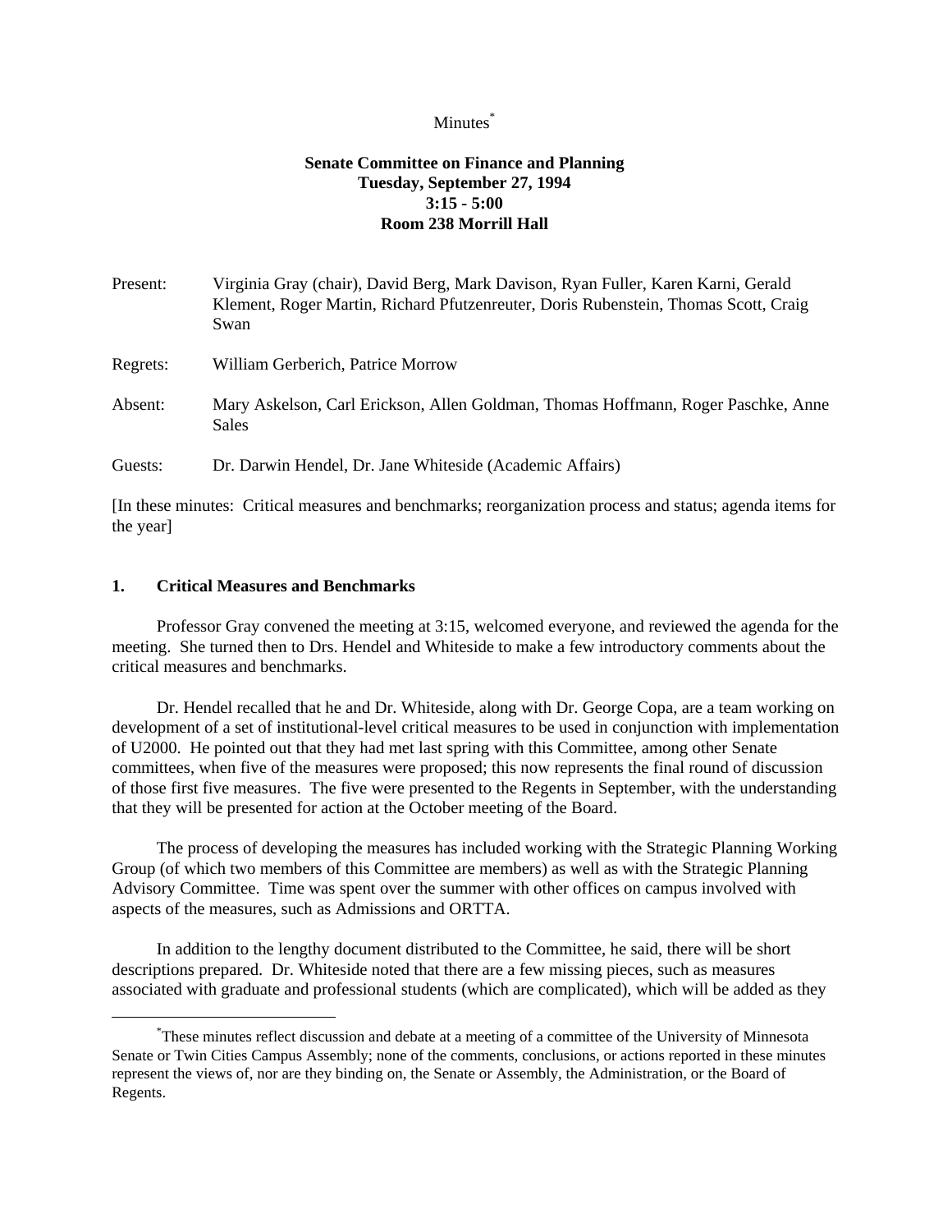Minutes[*]

**Senate Committee on Finance and Planning**
**Tuesday, September 27, 1994**
**3:15 - 5:00**
**Room 238 Morrill Hall**

Present: Virginia Gray (chair), David Berg, Mark Davison, Ryan Fuller, Karen Karni, Gerald Klement, Roger Martin, Richard Pfutzenreuter, Doris Rubenstein, Thomas Scott, Craig Swan

Regrets: William Gerberich, Patrice Morrow

Absent: Mary Askelson, Carl Erickson, Allen Goldman, Thomas Hoffmann, Roger Paschke, Anne Sales

Guests: Dr. Darwin Hendel, Dr. Jane Whiteside (Academic Affairs)

[In these minutes: Critical measures and benchmarks; reorganization process and status; agenda items for the year]

## 1. Critical Measures and Benchmarks

Professor Gray convened the meeting at 3:15, welcomed everyone, and reviewed the agenda for the meeting. She turned then to Drs. Hendel and Whiteside to make a few introductory comments about the critical measures and benchmarks.

Dr. Hendel recalled that he and Dr. Whiteside, along with Dr. George Copa, are a team working on development of a set of institutional-level critical measures to be used in conjunction with implementation of U2000. He pointed out that they had met last spring with this Committee, among other Senate committees, when five of the measures were proposed; this now represents the final round of discussion of those first five measures. The five were presented to the Regents in September, with the understanding that they will be presented for action at the October meeting of the Board.

The process of developing the measures has included working with the Strategic Planning Working Group (of which two members of this Committee are members) as well as with the Strategic Planning Advisory Committee. Time was spent over the summer with other offices on campus involved with aspects of the measures, such as Admissions and ORTTA.

In addition to the lengthy document distributed to the Committee, he said, there will be short descriptions prepared. Dr. Whiteside noted that there are a few missing pieces, such as measures associated with graduate and professional students (which are complicated), which will be added as they

[*]These minutes reflect discussion and debate at a meeting of a committee of the University of Minnesota Senate or Twin Cities Campus Assembly; none of the comments, conclusions, or actions reported in these minutes represent the views of, nor are they binding on, the Senate or Assembly, the Administration, or the Board of Regents.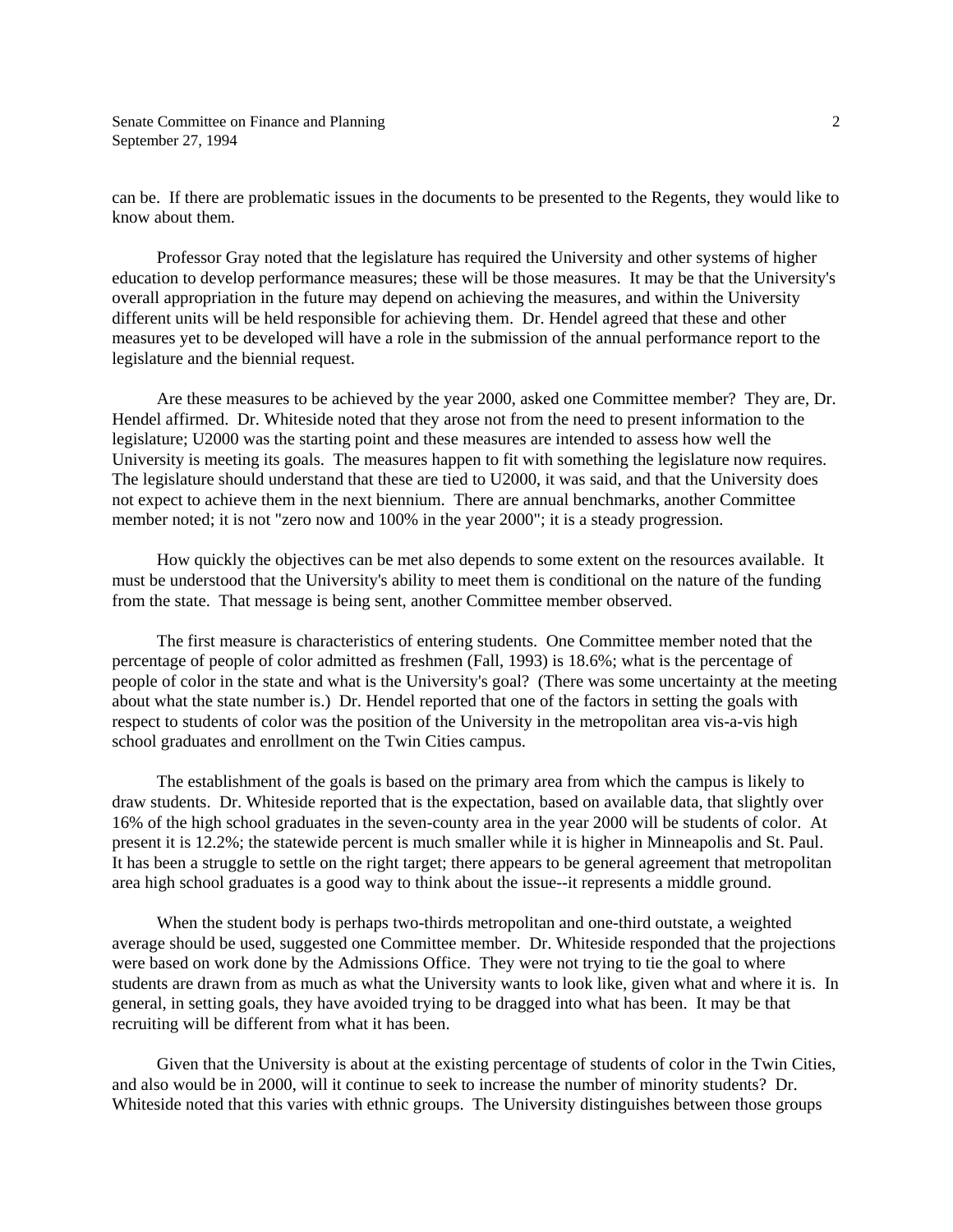can be. If there are problematic issues in the documents to be presented to the Regents, they would like to know about them.

Professor Gray noted that the legislature has required the University and other systems of higher education to develop performance measures; these will be those measures. It may be that the University's overall appropriation in the future may depend on achieving the measures, and within the University different units will be held responsible for achieving them. Dr. Hendel agreed that these and other measures yet to be developed will have a role in the submission of the annual performance report to the legislature and the biennial request.

Are these measures to be achieved by the year 2000, asked one Committee member? They are, Dr. Hendel affirmed. Dr. Whiteside noted that they arose not from the need to present information to the legislature; U2000 was the starting point and these measures are intended to assess how well the University is meeting its goals. The measures happen to fit with something the legislature now requires. The legislature should understand that these are tied to U2000, it was said, and that the University does not expect to achieve them in the next biennium. There are annual benchmarks, another Committee member noted; it is not "zero now and 100% in the year 2000"; it is a steady progression.

How quickly the objectives can be met also depends to some extent on the resources available. It must be understood that the University's ability to meet them is conditional on the nature of the funding from the state. That message is being sent, another Committee member observed.

The first measure is characteristics of entering students. One Committee member noted that the percentage of people of color admitted as freshmen (Fall, 1993) is 18.6%; what is the percentage of people of color in the state and what is the University's goal? (There was some uncertainty at the meeting about what the state number is.) Dr. Hendel reported that one of the factors in setting the goals with respect to students of color was the position of the University in the metropolitan area vis-a-vis high school graduates and enrollment on the Twin Cities campus.

The establishment of the goals is based on the primary area from which the campus is likely to draw students. Dr. Whiteside reported that is the expectation, based on available data, that slightly over 16% of the high school graduates in the seven-county area in the year 2000 will be students of color. At present it is 12.2%; the statewide percent is much smaller while it is higher in Minneapolis and St. Paul. It has been a struggle to settle on the right target; there appears to be general agreement that metropolitan area high school graduates is a good way to think about the issue--it represents a middle ground.

When the student body is perhaps two-thirds metropolitan and one-third outstate, a weighted average should be used, suggested one Committee member. Dr. Whiteside responded that the projections were based on work done by the Admissions Office. They were not trying to tie the goal to where students are drawn from as much as what the University wants to look like, given what and where it is. In general, in setting goals, they have avoided trying to be dragged into what has been. It may be that recruiting will be different from what it has been.

Given that the University is about at the existing percentage of students of color in the Twin Cities, and also would be in 2000, will it continue to seek to increase the number of minority students? Dr. Whiteside noted that this varies with ethnic groups. The University distinguishes between those groups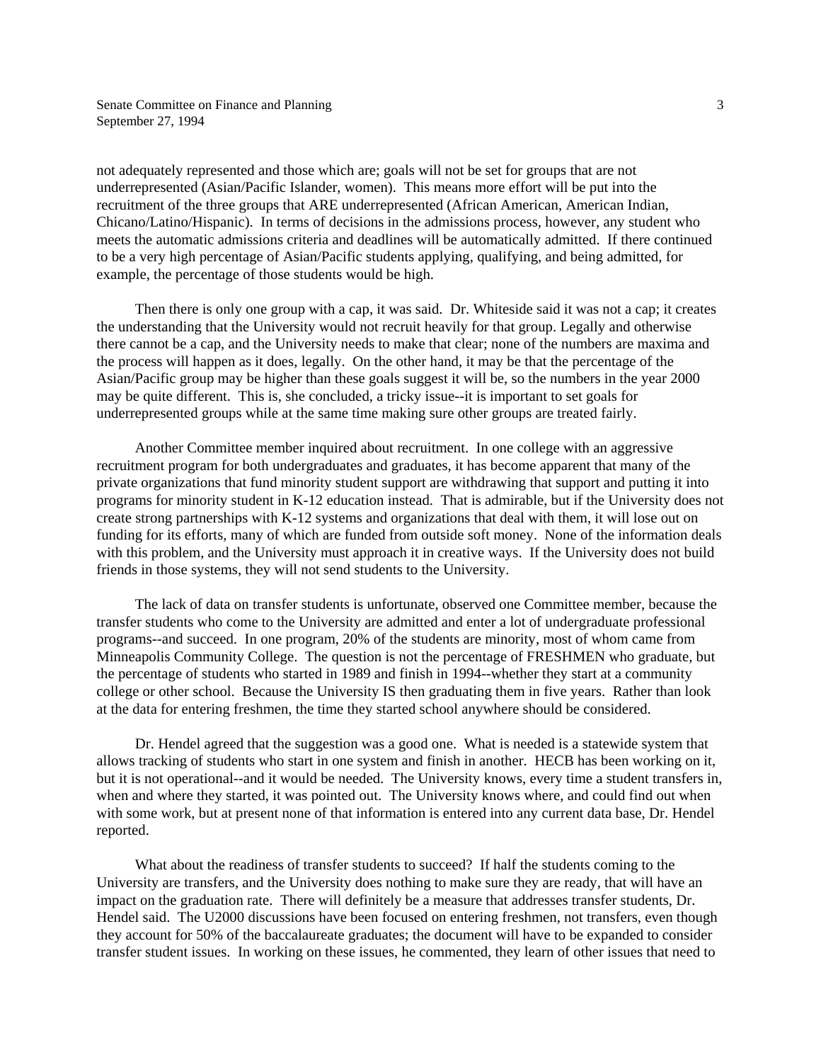not adequately represented and those which are; goals will not be set for groups that are not underrepresented (Asian/Pacific Islander, women). This means more effort will be put into the recruitment of the three groups that ARE underrepresented (African American, American Indian, Chicano/Latino/Hispanic). In terms of decisions in the admissions process, however, any student who meets the automatic admissions criteria and deadlines will be automatically admitted. If there continued to be a very high percentage of Asian/Pacific students applying, qualifying, and being admitted, for example, the percentage of those students would be high.

Then there is only one group with a cap, it was said. Dr. Whiteside said it was not a cap; it creates the understanding that the University would not recruit heavily for that group. Legally and otherwise there cannot be a cap, and the University needs to make that clear; none of the numbers are maxima and the process will happen as it does, legally. On the other hand, it may be that the percentage of the Asian/Pacific group may be higher than these goals suggest it will be, so the numbers in the year 2000 may be quite different. This is, she concluded, a tricky issue--it is important to set goals for underrepresented groups while at the same time making sure other groups are treated fairly.

Another Committee member inquired about recruitment. In one college with an aggressive recruitment program for both undergraduates and graduates, it has become apparent that many of the private organizations that fund minority student support are withdrawing that support and putting it into programs for minority student in K-12 education instead. That is admirable, but if the University does not create strong partnerships with K-12 systems and organizations that deal with them, it will lose out on funding for its efforts, many of which are funded from outside soft money. None of the information deals with this problem, and the University must approach it in creative ways. If the University does not build friends in those systems, they will not send students to the University.

The lack of data on transfer students is unfortunate, observed one Committee member, because the transfer students who come to the University are admitted and enter a lot of undergraduate professional programs--and succeed. In one program, 20% of the students are minority, most of whom came from Minneapolis Community College. The question is not the percentage of FRESHMEN who graduate, but the percentage of students who started in 1989 and finish in 1994--whether they start at a community college or other school. Because the University IS then graduating them in five years. Rather than look at the data for entering freshmen, the time they started school anywhere should be considered.

Dr. Hendel agreed that the suggestion was a good one. What is needed is a statewide system that allows tracking of students who start in one system and finish in another. HECB has been working on it, but it is not operational--and it would be needed. The University knows, every time a student transfers in, when and where they started, it was pointed out. The University knows where, and could find out when with some work, but at present none of that information is entered into any current data base, Dr. Hendel reported.

What about the readiness of transfer students to succeed? If half the students coming to the University are transfers, and the University does nothing to make sure they are ready, that will have an impact on the graduation rate. There will definitely be a measure that addresses transfer students, Dr. Hendel said. The U2000 discussions have been focused on entering freshmen, not transfers, even though they account for 50% of the baccalaureate graduates; the document will have to be expanded to consider transfer student issues. In working on these issues, he commented, they learn of other issues that need to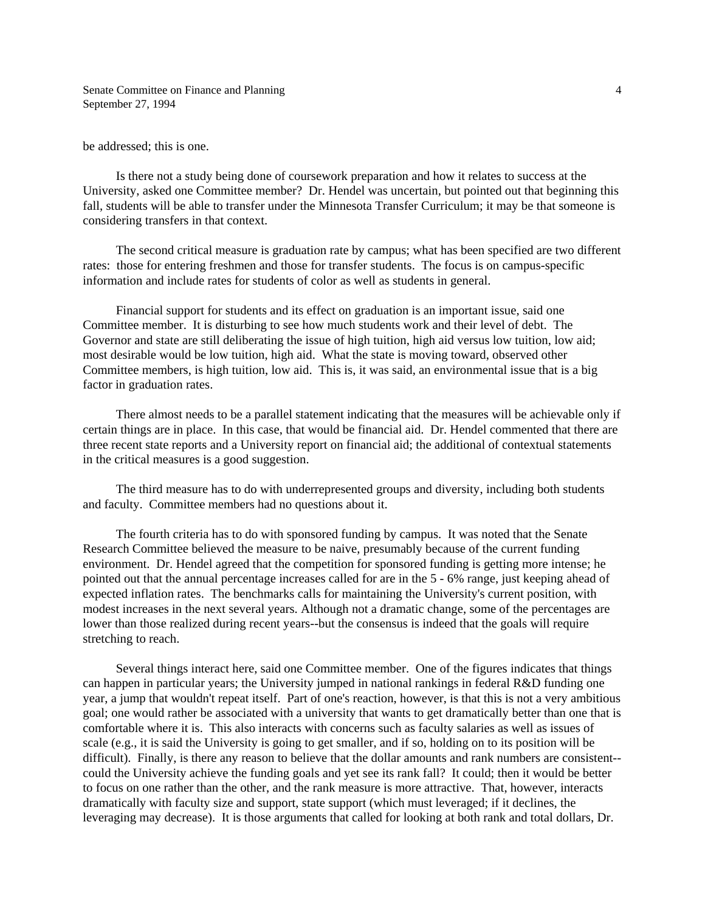be addressed; this is one.

Is there not a study being done of coursework preparation and how it relates to success at the University, asked one Committee member? Dr. Hendel was uncertain, but pointed out that beginning this fall, students will be able to transfer under the Minnesota Transfer Curriculum; it may be that someone is considering transfers in that context.

The second critical measure is graduation rate by campus; what has been specified are two different rates: those for entering freshmen and those for transfer students. The focus is on campus-specific information and include rates for students of color as well as students in general.

Financial support for students and its effect on graduation is an important issue, said one Committee member. It is disturbing to see how much students work and their level of debt. The Governor and state are still deliberating the issue of high tuition, high aid versus low tuition, low aid; most desirable would be low tuition, high aid. What the state is moving toward, observed other Committee members, is high tuition, low aid. This is, it was said, an environmental issue that is a big factor in graduation rates.

There almost needs to be a parallel statement indicating that the measures will be achievable only if certain things are in place. In this case, that would be financial aid. Dr. Hendel commented that there are three recent state reports and a University report on financial aid; the additional of contextual statements in the critical measures is a good suggestion.

The third measure has to do with underrepresented groups and diversity, including both students and faculty. Committee members had no questions about it.

The fourth criteria has to do with sponsored funding by campus. It was noted that the Senate Research Committee believed the measure to be naive, presumably because of the current funding environment. Dr. Hendel agreed that the competition for sponsored funding is getting more intense; he pointed out that the annual percentage increases called for are in the 5 - 6% range, just keeping ahead of expected inflation rates. The benchmarks calls for maintaining the University's current position, with modest increases in the next several years. Although not a dramatic change, some of the percentages are lower than those realized during recent years--but the consensus is indeed that the goals will require stretching to reach.

Several things interact here, said one Committee member. One of the figures indicates that things can happen in particular years; the University jumped in national rankings in federal R&D funding one year, a jump that wouldn't repeat itself. Part of one's reaction, however, is that this is not a very ambitious goal; one would rather be associated with a university that wants to get dramatically better than one that is comfortable where it is. This also interacts with concerns such as faculty salaries as well as issues of scale (e.g., it is said the University is going to get smaller, and if so, holding on to its position will be difficult). Finally, is there any reason to believe that the dollar amounts and rank numbers are consistent--could the University achieve the funding goals and yet see its rank fall? It could; then it would be better to focus on one rather than the other, and the rank measure is more attractive. That, however, interacts dramatically with faculty size and support, state support (which must leveraged; if it declines, the leveraging may decrease). It is those arguments that called for looking at both rank and total dollars, Dr.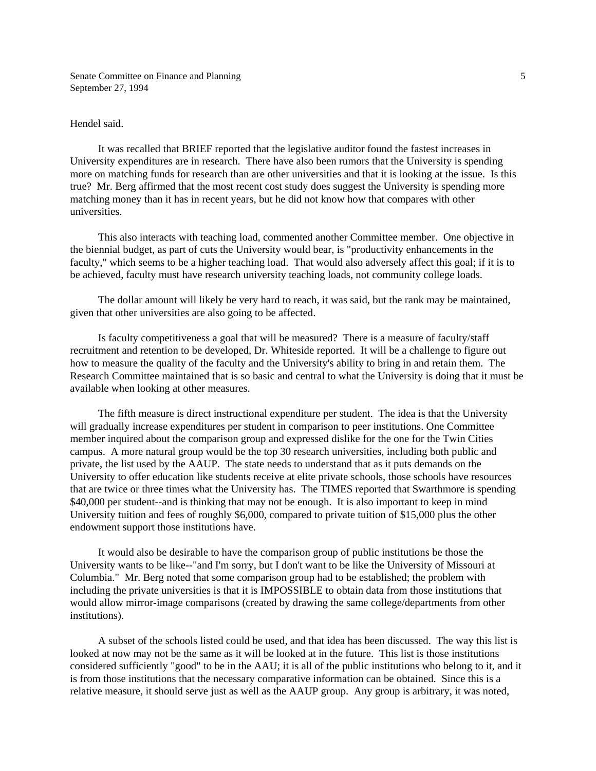Hendel said.

It was recalled that BRIEF reported that the legislative auditor found the fastest increases in University expenditures are in research. There have also been rumors that the University is spending more on matching funds for research than are other universities and that it is looking at the issue. Is this true? Mr. Berg affirmed that the most recent cost study does suggest the University is spending more matching money than it has in recent years, but he did not know how that compares with other universities.

This also interacts with teaching load, commented another Committee member. One objective in the biennial budget, as part of cuts the University would bear, is "productivity enhancements in the faculty," which seems to be a higher teaching load. That would also adversely affect this goal; if it is to be achieved, faculty must have research university teaching loads, not community college loads.

The dollar amount will likely be very hard to reach, it was said, but the rank may be maintained, given that other universities are also going to be affected.

Is faculty competitiveness a goal that will be measured? There is a measure of faculty/staff recruitment and retention to be developed, Dr. Whiteside reported. It will be a challenge to figure out how to measure the quality of the faculty and the University's ability to bring in and retain them. The Research Committee maintained that is so basic and central to what the University is doing that it must be available when looking at other measures.

The fifth measure is direct instructional expenditure per student. The idea is that the University will gradually increase expenditures per student in comparison to peer institutions. One Committee member inquired about the comparison group and expressed dislike for the one for the Twin Cities campus. A more natural group would be the top 30 research universities, including both public and private, the list used by the AAUP. The state needs to understand that as it puts demands on the University to offer education like students receive at elite private schools, those schools have resources that are twice or three times what the University has. The TIMES reported that Swarthmore is spending $40,000 per student--and is thinking that may not be enough. It is also important to keep in mind University tuition and fees of roughly $6,000, compared to private tuition of $15,000 plus the other endowment support those institutions have.

It would also be desirable to have the comparison group of public institutions be those the University wants to be like--"and I'm sorry, but I don't want to be like the University of Missouri at Columbia." Mr. Berg noted that some comparison group had to be established; the problem with including the private universities is that it is IMPOSSIBLE to obtain data from those institutions that would allow mirror-image comparisons (created by drawing the same college/departments from other institutions).

A subset of the schools listed could be used, and that idea has been discussed. The way this list is looked at now may not be the same as it will be looked at in the future. This list is those institutions considered sufficiently "good" to be in the AAU; it is all of the public institutions who belong to it, and it is from those institutions that the necessary comparative information can be obtained. Since this is a relative measure, it should serve just as well as the AAUP group. Any group is arbitrary, it was noted,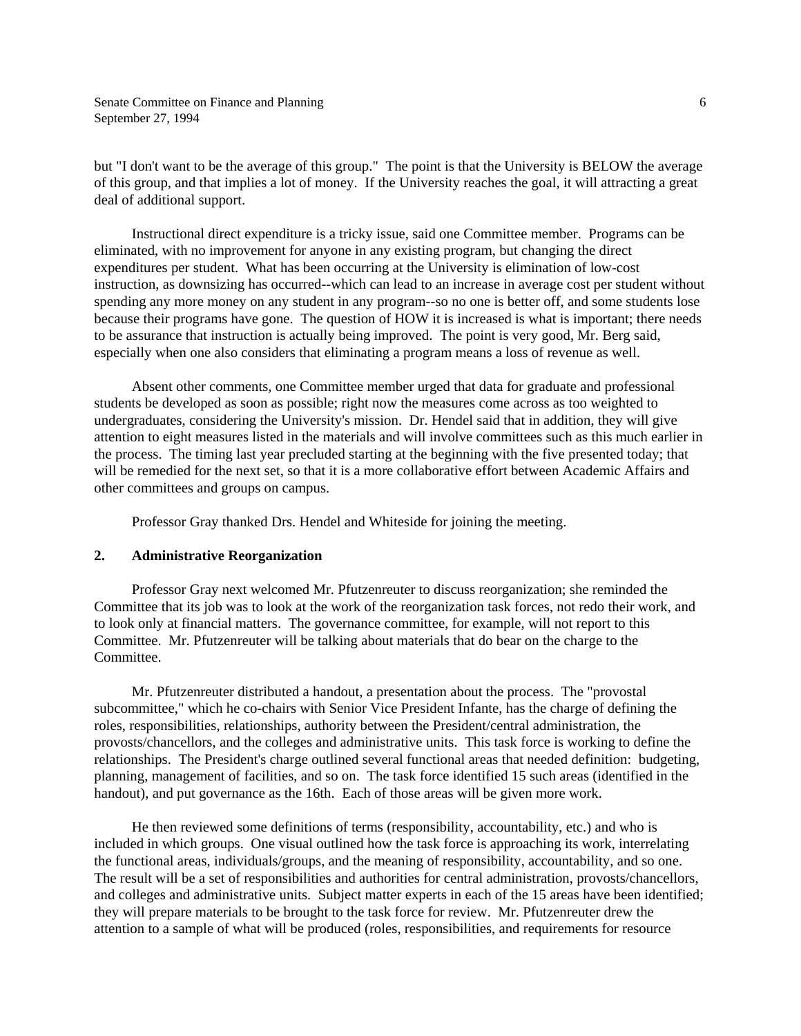but "I don't want to be the average of this group." The point is that the University is BELOW the average of this group, and that implies a lot of money. If the University reaches the goal, it will attracting a great deal of additional support.

Instructional direct expenditure is a tricky issue, said one Committee member. Programs can be eliminated, with no improvement for anyone in any existing program, but changing the direct expenditures per student. What has been occurring at the University is elimination of low-cost instruction, as downsizing has occurred--which can lead to an increase in average cost per student without spending any more money on any student in any program--so no one is better off, and some students lose because their programs have gone. The question of HOW it is increased is what is important; there needs to be assurance that instruction is actually being improved. The point is very good, Mr. Berg said, especially when one also considers that eliminating a program means a loss of revenue as well.

Absent other comments, one Committee member urged that data for graduate and professional students be developed as soon as possible; right now the measures come across as too weighted to undergraduates, considering the University's mission. Dr. Hendel said that in addition, they will give attention to eight measures listed in the materials and will involve committees such as this much earlier in the process. The timing last year precluded starting at the beginning with the five presented today; that will be remedied for the next set, so that it is a more collaborative effort between Academic Affairs and other committees and groups on campus.

Professor Gray thanked Drs. Hendel and Whiteside for joining the meeting.

**2. Administrative Reorganization**

Professor Gray next welcomed Mr. Pfutzenreuter to discuss reorganization; she reminded the Committee that its job was to look at the work of the reorganization task forces, not redo their work, and to look only at financial matters. The governance committee, for example, will not report to this Committee. Mr. Pfutzenreuter will be talking about materials that do bear on the charge to the Committee.

Mr. Pfutzenreuter distributed a handout, a presentation about the process. The "provostal subcommittee," which he co-chairs with Senior Vice President Infante, has the charge of defining the roles, responsibilities, relationships, authority between the President/central administration, the provosts/chancellors, and the colleges and administrative units. This task force is working to define the relationships. The President's charge outlined several functional areas that needed definition: budgeting, planning, management of facilities, and so on. The task force identified 15 such areas (identified in the handout), and put governance as the 16th. Each of those areas will be given more work.

He then reviewed some definitions of terms (responsibility, accountability, etc.) and who is included in which groups. One visual outlined how the task force is approaching its work, interrelating the functional areas, individuals/groups, and the meaning of responsibility, accountability, and so one. The result will be a set of responsibilities and authorities for central administration, provosts/chancellors, and colleges and administrative units. Subject matter experts in each of the 15 areas have been identified; they will prepare materials to be brought to the task force for review. Mr. Pfutzenreuter drew the attention to a sample of what will be produced (roles, responsibilities, and requirements for resource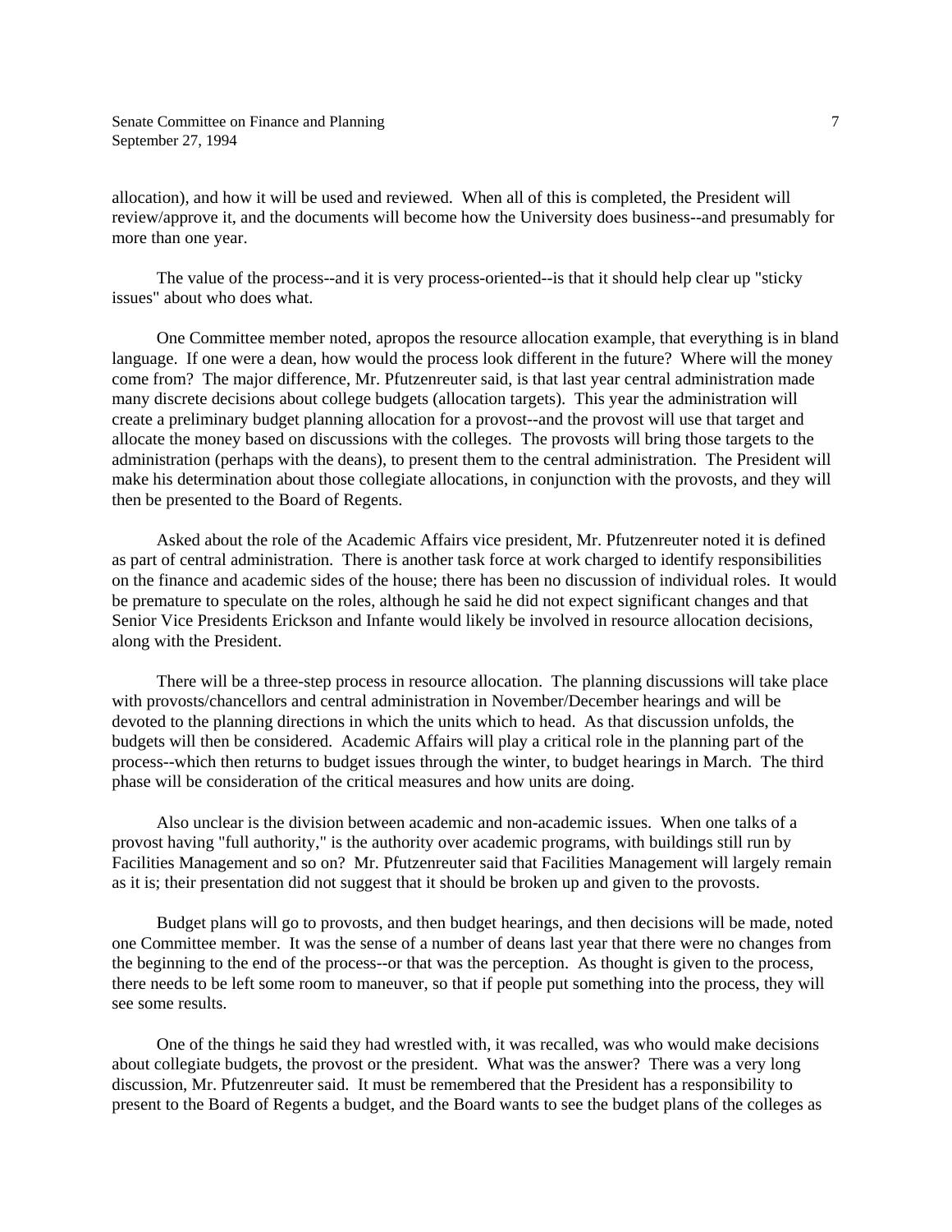allocation), and how it will be used and reviewed. When all of this is completed, the President will review/approve it, and the documents will become how the University does business--and presumably for more than one year.

The value of the process--and it is very process-oriented--is that it should help clear up "sticky issues" about who does what.

One Committee member noted, apropos the resource allocation example, that everything is in bland language. If one were a dean, how would the process look different in the future? Where will the money come from? The major difference, Mr. Pfutzenreuter said, is that last year central administration made many discrete decisions about college budgets (allocation targets). This year the administration will create a preliminary budget planning allocation for a provost--and the provost will use that target and allocate the money based on discussions with the colleges. The provosts will bring those targets to the administration (perhaps with the deans), to present them to the central administration. The President will make his determination about those collegiate allocations, in conjunction with the provosts, and they will then be presented to the Board of Regents.

Asked about the role of the Academic Affairs vice president, Mr. Pfutzenreuter noted it is defined as part of central administration. There is another task force at work charged to identify responsibilities on the finance and academic sides of the house; there has been no discussion of individual roles. It would be premature to speculate on the roles, although he said he did not expect significant changes and that Senior Vice Presidents Erickson and Infante would likely be involved in resource allocation decisions, along with the President.

There will be a three-step process in resource allocation. The planning discussions will take place with provosts/chancellors and central administration in November/December hearings and will be devoted to the planning directions in which the units which to head. As that discussion unfolds, the budgets will then be considered. Academic Affairs will play a critical role in the planning part of the process--which then returns to budget issues through the winter, to budget hearings in March. The third phase will be consideration of the critical measures and how units are doing.

Also unclear is the division between academic and non-academic issues. When one talks of a provost having "full authority," is the authority over academic programs, with buildings still run by Facilities Management and so on? Mr. Pfutzenreuter said that Facilities Management will largely remain as it is; their presentation did not suggest that it should be broken up and given to the provosts.

Budget plans will go to provosts, and then budget hearings, and then decisions will be made, noted one Committee member. It was the sense of a number of deans last year that there were no changes from the beginning to the end of the process--or that was the perception. As thought is given to the process, there needs to be left some room to maneuver, so that if people put something into the process, they will see some results.

One of the things he said they had wrestled with, it was recalled, was who would make decisions about collegiate budgets, the provost or the president. What was the answer? There was a very long discussion, Mr. Pfutzenreuter said. It must be remembered that the President has a responsibility to present to the Board of Regents a budget, and the Board wants to see the budget plans of the colleges as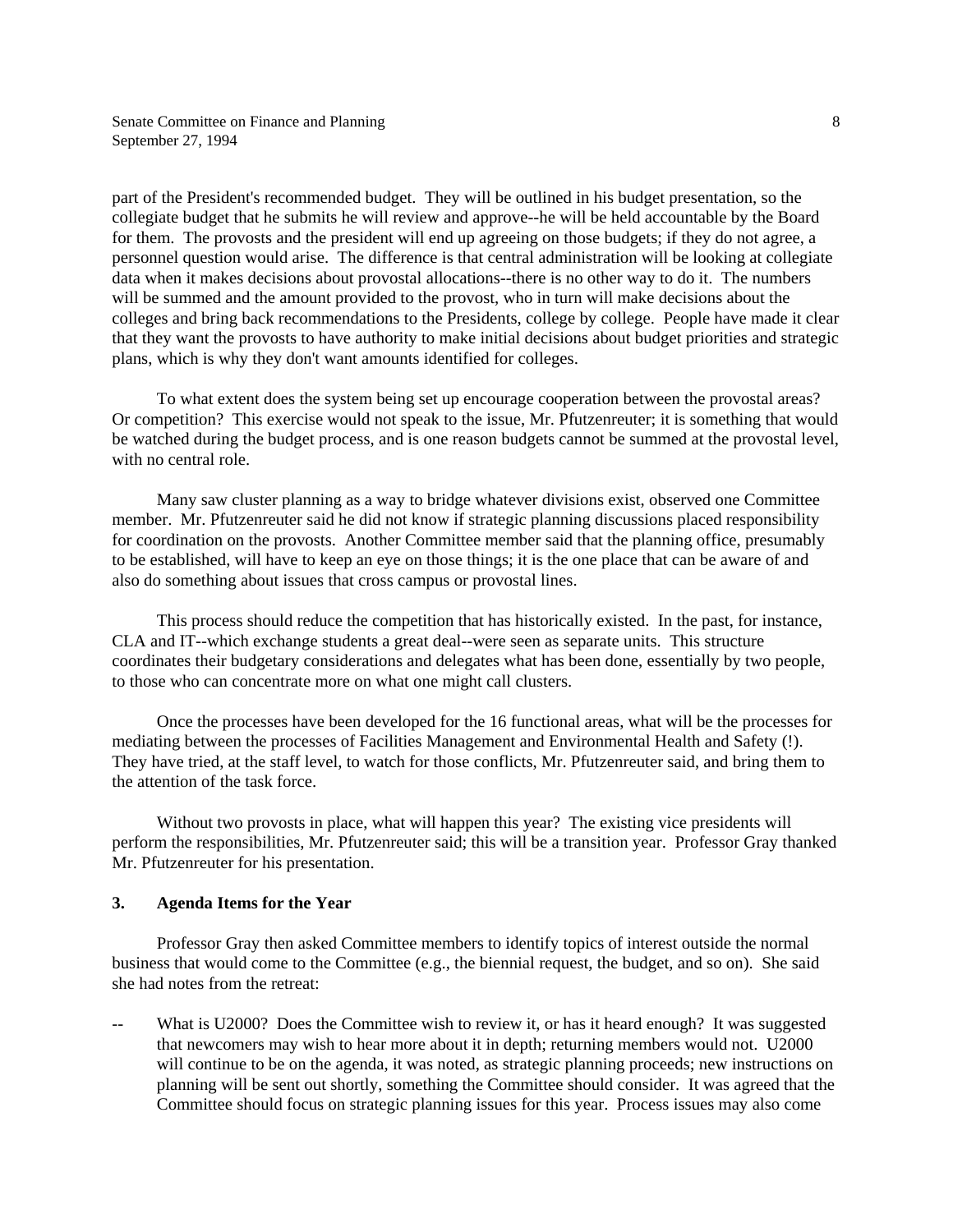part of the President's recommended budget. They will be outlined in his budget presentation, so the collegiate budget that he submits he will review and approve--he will be held accountable by the Board for them. The provosts and the president will end up agreeing on those budgets; if they do not agree, a personnel question would arise. The difference is that central administration will be looking at collegiate data when it makes decisions about provostal allocations--there is no other way to do it. The numbers will be summed and the amount provided to the provost, who in turn will make decisions about the colleges and bring back recommendations to the Presidents, college by college. People have made it clear that they want the provosts to have authority to make initial decisions about budget priorities and strategic plans, which is why they don't want amounts identified for colleges.

To what extent does the system being set up encourage cooperation between the provostal areas? Or competition? This exercise would not speak to the issue, Mr. Pfutzenreuter; it is something that would be watched during the budget process, and is one reason budgets cannot be summed at the provostal level, with no central role.

Many saw cluster planning as a way to bridge whatever divisions exist, observed one Committee member. Mr. Pfutzenreuter said he did not know if strategic planning discussions placed responsibility for coordination on the provosts. Another Committee member said that the planning office, presumably to be established, will have to keep an eye on those things; it is the one place that can be aware of and also do something about issues that cross campus or provostal lines.

This process should reduce the competition that has historically existed. In the past, for instance, CLA and IT--which exchange students a great deal--were seen as separate units. This structure coordinates their budgetary considerations and delegates what has been done, essentially by two people, to those who can concentrate more on what one might call clusters.

Once the processes have been developed for the 16 functional areas, what will be the processes for mediating between the processes of Facilities Management and Environmental Health and Safety (!). They have tried, at the staff level, to watch for those conflicts, Mr. Pfutzenreuter said, and bring them to the attention of the task force.

Without two provosts in place, what will happen this year? The existing vice presidents will perform the responsibilities, Mr. Pfutzenreuter said; this will be a transition year. Professor Gray thanked Mr. Pfutzenreuter for his presentation.

### 3. Agenda Items for the Year

Professor Gray then asked Committee members to identify topics of interest outside the normal business that would come to the Committee (e.g., the biennial request, the budget, and so on). She said she had notes from the retreat:

-- What is U2000? Does the Committee wish to review it, or has it heard enough? It was suggested that newcomers may wish to hear more about it in depth; returning members would not. U2000 will continue to be on the agenda, it was noted, as strategic planning proceeds; new instructions on planning will be sent out shortly, something the Committee should consider. It was agreed that the Committee should focus on strategic planning issues for this year. Process issues may also come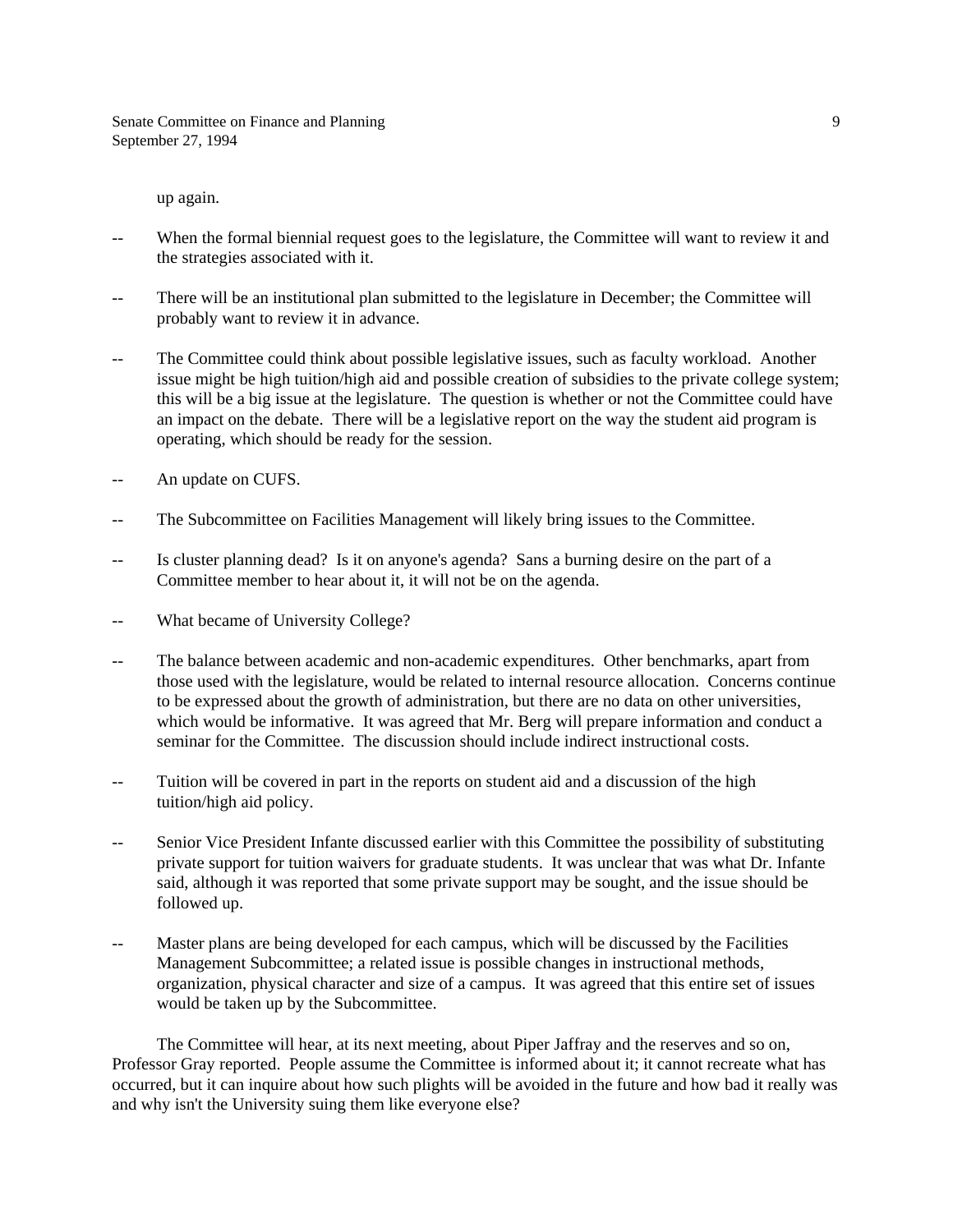up again.

-- When the formal biennial request goes to the legislature, the Committee will want to review it and the strategies associated with it.

-- There will be an institutional plan submitted to the legislature in December; the Committee will probably want to review it in advance.

-- The Committee could think about possible legislative issues, such as faculty workload. Another issue might be high tuition/high aid and possible creation of subsidies to the private college system; this will be a big issue at the legislature. The question is whether or not the Committee could have an impact on the debate. There will be a legislative report on the way the student aid program is operating, which should be ready for the session.

-- An update on CUFS.

-- The Subcommittee on Facilities Management will likely bring issues to the Committee.

-- Is cluster planning dead? Is it on anyone's agenda? Sans a burning desire on the part of a Committee member to hear about it, it will not be on the agenda.

-- What became of University College?

-- The balance between academic and non-academic expenditures. Other benchmarks, apart from those used with the legislature, would be related to internal resource allocation. Concerns continue to be expressed about the growth of administration, but there are no data on other universities, which would be informative. It was agreed that Mr. Berg will prepare information and conduct a seminar for the Committee. The discussion should include indirect instructional costs.

-- Tuition will be covered in part in the reports on student aid and a discussion of the high tuition/high aid policy.

-- Senior Vice President Infante discussed earlier with this Committee the possibility of substituting private support for tuition waivers for graduate students. It was unclear that was what Dr. Infante said, although it was reported that some private support may be sought, and the issue should be followed up.

-- Master plans are being developed for each campus, which will be discussed by the Facilities Management Subcommittee; a related issue is possible changes in instructional methods, organization, physical character and size of a campus. It was agreed that this entire set of issues would be taken up by the Subcommittee.

The Committee will hear, at its next meeting, about Piper Jaffray and the reserves and so on, Professor Gray reported. People assume the Committee is informed about it; it cannot recreate what has occurred, but it can inquire about how such plights will be avoided in the future and how bad it really was and why isn't the University suing them like everyone else?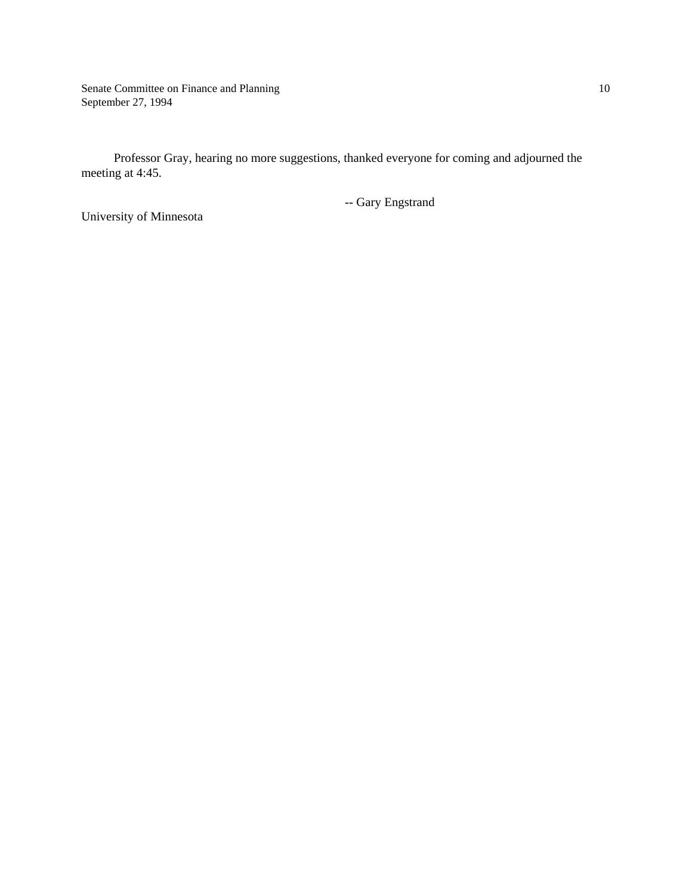Professor Gray, hearing no more suggestions, thanked everyone for coming and adjourned the meeting at 4:45.

-- Gary Engstrand

University of Minnesota